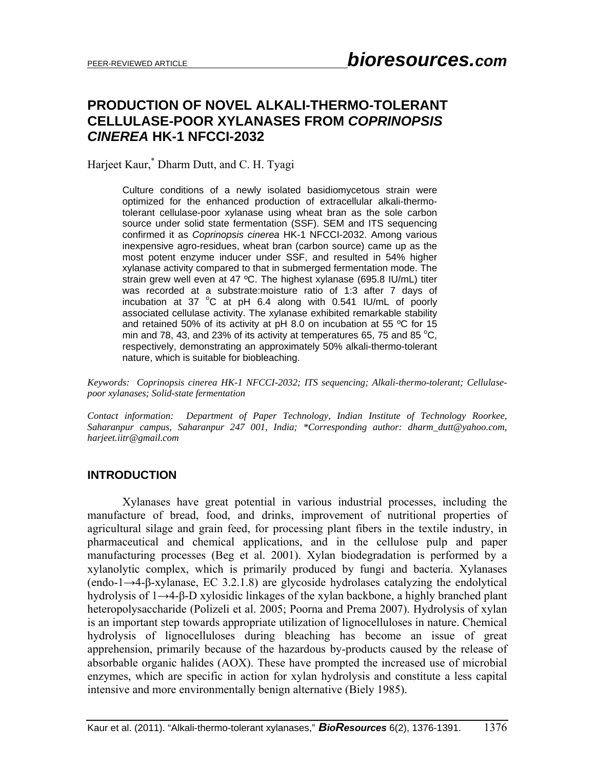# PRODUCTION OF NOVEL ALKALI-THERMO-TOLERANT CELLULASE-POOR XYLANASES FROM *COPRINOPSIS CINEREA* HK-1 NFCCI-2032

Harjeet Kaur,* Dharm Dutt, and C. H. Tyagi

Culture conditions of a newly isolated basidiomycetous strain were optimized for the enhanced production of extracellular alkali-thermo-tolerant cellulase-poor xylanase using wheat bran as the sole carbon source under solid state fermentation (SSF). SEM and ITS sequencing confirmed it as *Coprinopsis cinerea* HK-1 NFCCI-2032. Among various inexpensive agro-residues, wheat bran (carbon source) came up as the most potent enzyme inducer under SSF, and resulted in 54% higher xylanase activity compared to that in submerged fermentation mode. The strain grew well even at 47 ºC. The highest xylanase (695.8 IU/mL) titer was recorded at a substrate:moisture ratio of 1:3 after 7 days of incubation at 37 °C at pH 6.4 along with 0.541 IU/mL of poorly associated cellulase activity. The xylanase exhibited remarkable stability and retained 50% of its activity at pH 8.0 on incubation at 55 ºC for 15 min and 78, 43, and 23% of its activity at temperatures 65, 75 and 85 °C, respectively, demonstrating an approximately 50% alkali-thermo-tolerant nature, which is suitable for biobleaching.

*Keywords: Coprinopsis cinerea HK-1 NFCCI-2032; ITS sequencing; Alkali-thermo-tolerant; Cellulase-poor xylanases; Solid-state fermentation*

*Contact information: Department of Paper Technology, Indian Institute of Technology Roorkee, Saharanpur campus, Saharanpur 247 001, India; \*Corresponding author: dharm_dutt@yahoo.com, harjeet.iitr@gmail.com*

## INTRODUCTION

Xylanases have great potential in various industrial processes, including the manufacture of bread, food, and drinks, improvement of nutritional properties of agricultural silage and grain feed, for processing plant fibers in the textile industry, in pharmaceutical and chemical applications, and in the cellulose pulp and paper manufacturing processes (Beg et al. 2001). Xylan biodegradation is performed by a xylanolytic complex, which is primarily produced by fungi and bacteria. Xylanases (endo-1→4-β-xylanase, EC 3.2.1.8) are glycoside hydrolases catalyzing the endolytical hydrolysis of 1→4-β-D xylosidic linkages of the xylan backbone, a highly branched plant heteropolysaccharide (Polizeli et al. 2005; Poorna and Prema 2007). Hydrolysis of xylan is an important step towards appropriate utilization of lignocelluloses in nature. Chemical hydrolysis of lignocelluloses during bleaching has become an issue of great apprehension, primarily because of the hazardous by-products caused by the release of absorbable organic halides (AOX). These have prompted the increased use of microbial enzymes, which are specific in action for xylan hydrolysis and constitute a less capital intensive and more environmentally benign alternative (Biely 1985).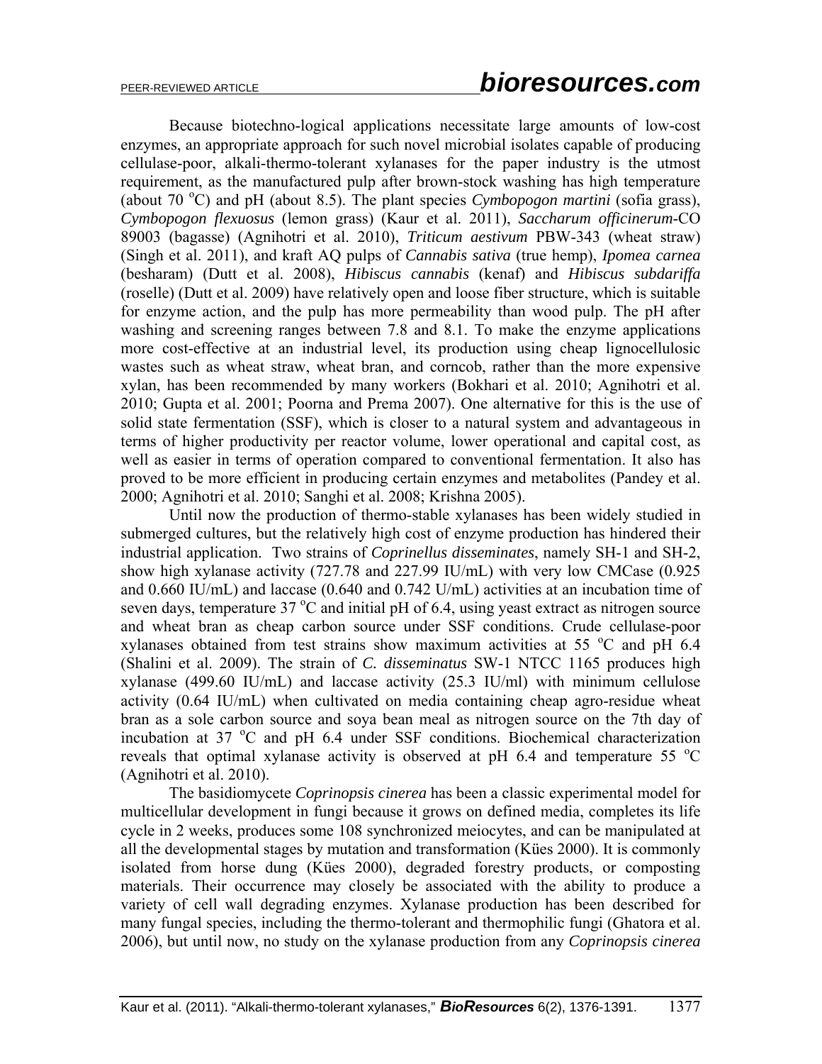Because biotechno-logical applications necessitate large amounts of low-cost enzymes, an appropriate approach for such novel microbial isolates capable of producing cellulase-poor, alkali-thermo-tolerant xylanases for the paper industry is the utmost requirement, as the manufactured pulp after brown-stock washing has high temperature (about 70 °C) and pH (about 8.5). The plant species *Cymbopogon martini* (sofia grass), *Cymbopogon flexuosus* (lemon grass) (Kaur et al. 2011), *Saccharum officinerum*-CO 89003 (bagasse) (Agnihotri et al. 2010), *Triticum aestivum* PBW-343 (wheat straw) (Singh et al. 2011), and kraft AQ pulps of *Cannabis sativa* (true hemp), *Ipomea carnea* (besharam) (Dutt et al. 2008), *Hibiscus cannabis* (kenaf) and *Hibiscus subdariffa* (roselle) (Dutt et al. 2009) have relatively open and loose fiber structure, which is suitable for enzyme action, and the pulp has more permeability than wood pulp. The pH after washing and screening ranges between 7.8 and 8.1. To make the enzyme applications more cost-effective at an industrial level, its production using cheap lignocellulosic wastes such as wheat straw, wheat bran, and corncob, rather than the more expensive xylan, has been recommended by many workers (Bokhari et al. 2010; Agnihotri et al. 2010; Gupta et al. 2001; Poorna and Prema 2007). One alternative for this is the use of solid state fermentation (SSF), which is closer to a natural system and advantageous in terms of higher productivity per reactor volume, lower operational and capital cost, as well as easier in terms of operation compared to conventional fermentation. It also has proved to be more efficient in producing certain enzymes and metabolites (Pandey et al. 2000; Agnihotri et al. 2010; Sanghi et al. 2008; Krishna 2005).

Until now the production of thermo-stable xylanases has been widely studied in submerged cultures, but the relatively high cost of enzyme production has hindered their industrial application. Two strains of *Coprinellus disseminates*, namely SH-1 and SH-2, show high xylanase activity (727.78 and 227.99 IU/mL) with very low CMCase (0.925 and 0.660 IU/mL) and laccase (0.640 and 0.742 U/mL) activities at an incubation time of seven days, temperature 37 °C and initial pH of 6.4, using yeast extract as nitrogen source and wheat bran as cheap carbon source under SSF conditions. Crude cellulase-poor xylanases obtained from test strains show maximum activities at 55 °C and pH 6.4 (Shalini et al. 2009). The strain of *C. disseminatus* SW-1 NTCC 1165 produces high xylanase (499.60 IU/mL) and laccase activity (25.3 IU/ml) with minimum cellulose activity (0.64 IU/mL) when cultivated on media containing cheap agro-residue wheat bran as a sole carbon source and soya bean meal as nitrogen source on the 7th day of incubation at 37 °C and pH 6.4 under SSF conditions. Biochemical characterization reveals that optimal xylanase activity is observed at pH 6.4 and temperature 55 °C (Agnihotri et al. 2010).

The basidiomycete *Coprinopsis cinerea* has been a classic experimental model for multicellular development in fungi because it grows on defined media, completes its life cycle in 2 weeks, produces some 108 synchronized meiocytes, and can be manipulated at all the developmental stages by mutation and transformation (Kües 2000). It is commonly isolated from horse dung (Kües 2000), degraded forestry products, or composting materials. Their occurrence may closely be associated with the ability to produce a variety of cell wall degrading enzymes. Xylanase production has been described for many fungal species, including the thermo-tolerant and thermophilic fungi (Ghatora et al. 2006), but until now, no study on the xylanase production from any *Coprinopsis cinerea*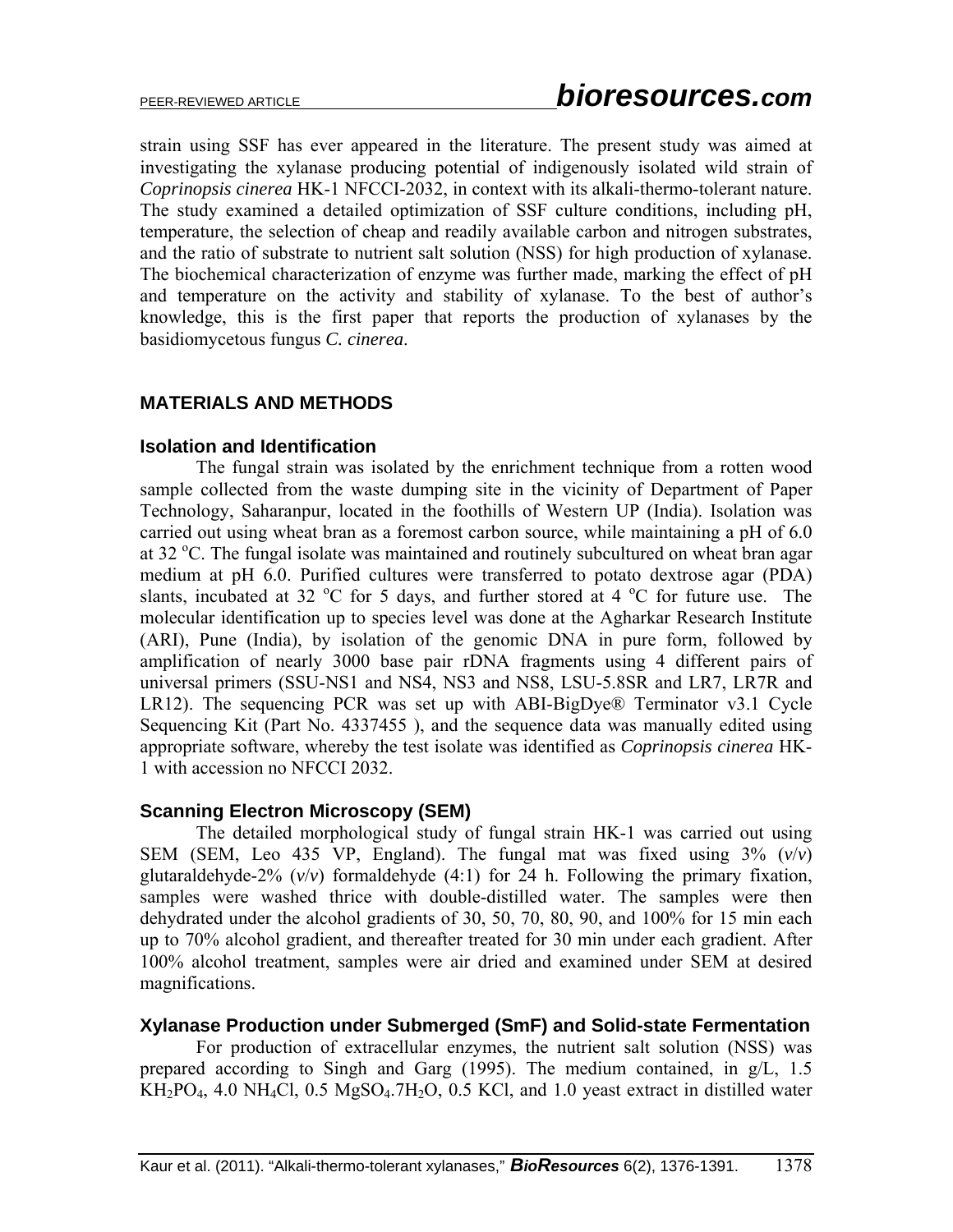strain using SSF has ever appeared in the literature. The present study was aimed at investigating the xylanase producing potential of indigenously isolated wild strain of *Coprinopsis cinerea* HK-1 NFCCI-2032, in context with its alkali-thermo-tolerant nature. The study examined a detailed optimization of SSF culture conditions, including pH, temperature, the selection of cheap and readily available carbon and nitrogen substrates, and the ratio of substrate to nutrient salt solution (NSS) for high production of xylanase. The biochemical characterization of enzyme was further made, marking the effect of pH and temperature on the activity and stability of xylanase. To the best of author's knowledge, this is the first paper that reports the production of xylanases by the basidiomycetous fungus *C. cinerea*.

## MATERIALS AND METHODS

### Isolation and Identification

The fungal strain was isolated by the enrichment technique from a rotten wood sample collected from the waste dumping site in the vicinity of Department of Paper Technology, Saharanpur, located in the foothills of Western UP (India). Isolation was carried out using wheat bran as a foremost carbon source, while maintaining a pH of 6.0 at 32 $^{o}$C. The fungal isolate was maintained and routinely subcultured on wheat bran agar medium at pH 6.0. Purified cultures were transferred to potato dextrose agar (PDA) slants, incubated at 32 $^{o}$C for 5 days, and further stored at 4 $^{o}$C for future use. The molecular identification up to species level was done at the Agharkar Research Institute (ARI), Pune (India), by isolation of the genomic DNA in pure form, followed by amplification of nearly 3000 base pair rDNA fragments using 4 different pairs of universal primers (SSU-NS1 and NS4, NS3 and NS8, LSU-5.8SR and LR7, LR7R and LR12). The sequencing PCR was set up with ABI-BigDye® Terminator v3.1 Cycle Sequencing Kit (Part No. 4337455 ), and the sequence data was manually edited using appropriate software, whereby the test isolate was identified as *Coprinopsis cinerea* HK-1 with accession no NFCCI 2032.

### Scanning Electron Microscopy (SEM)

The detailed morphological study of fungal strain HK-1 was carried out using SEM (SEM, Leo 435 VP, England). The fungal mat was fixed using 3% (*v*/*v*) glutaraldehyde-2% (*v*/*v*) formaldehyde (4:1) for 24 h. Following the primary fixation, samples were washed thrice with double-distilled water. The samples were then dehydrated under the alcohol gradients of 30, 50, 70, 80, 90, and 100% for 15 min each up to 70% alcohol gradient, and thereafter treated for 30 min under each gradient. After 100% alcohol treatment, samples were air dried and examined under SEM at desired magnifications.

### Xylanase Production under Submerged (SmF) and Solid-state Fermentation

For production of extracellular enzymes, the nutrient salt solution (NSS) was prepared according to Singh and Garg (1995). The medium contained, in g/L, 1.5 $KH_2PO_4$, 4.0 $NH_4Cl$, 0.5 $MgSO_4.7H_2O$, 0.5 KCl, and 1.0 yeast extract in distilled water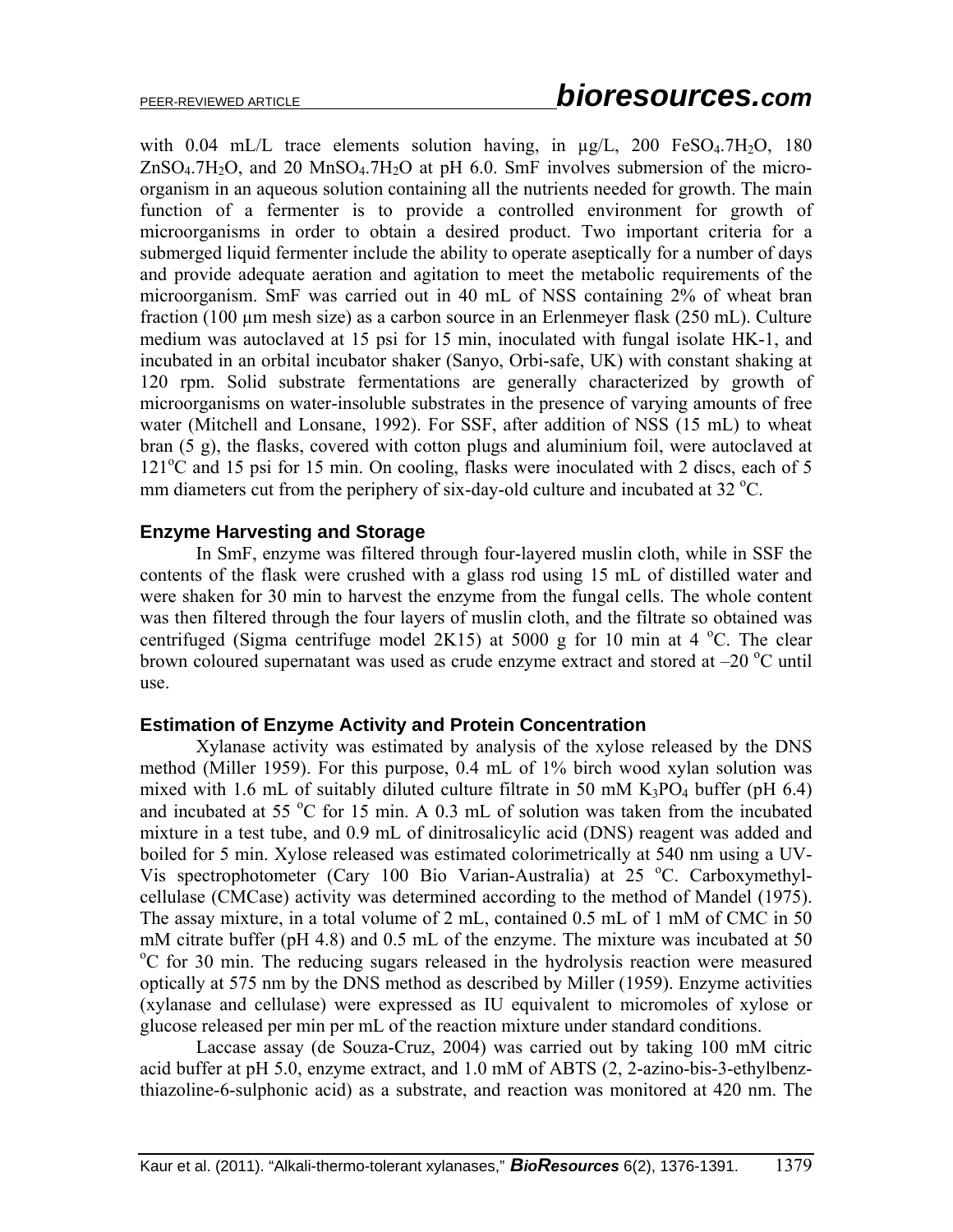with 0.04 mL/L trace elements solution having, in µg/L, 200 $FeSO_4.7H_2O$, 180 $ZnSO_4.7H_2O$, and 20 $MnSO_4.7H_2O$ at pH 6.0. SmF involves submersion of the micro-organism in an aqueous solution containing all the nutrients needed for growth. The main function of a fermenter is to provide a controlled environment for growth of microorganisms in order to obtain a desired product. Two important criteria for a submerged liquid fermenter include the ability to operate aseptically for a number of days and provide adequate aeration and agitation to meet the metabolic requirements of the microorganism. SmF was carried out in 40 mL of NSS containing 2% of wheat bran fraction (100 µm mesh size) as a carbon source in an Erlenmeyer flask (250 mL). Culture medium was autoclaved at 15 psi for 15 min, inoculated with fungal isolate HK-1, and incubated in an orbital incubator shaker (Sanyo, Orbi-safe, UK) with constant shaking at 120 rpm. Solid substrate fermentations are generally characterized by growth of microorganisms on water-insoluble substrates in the presence of varying amounts of free water (Mitchell and Lonsane, 1992). For SSF, after addition of NSS (15 mL) to wheat bran (5 g), the flasks, covered with cotton plugs and aluminium foil, were autoclaved at 121 °C and 15 psi for 15 min. On cooling, flasks were inoculated with 2 discs, each of 5 mm diameters cut from the periphery of six-day-old culture and incubated at 32 °C.

### Enzyme Harvesting and Storage

In SmF, enzyme was filtered through four-layered muslin cloth, while in SSF the contents of the flask were crushed with a glass rod using 15 mL of distilled water and were shaken for 30 min to harvest the enzyme from the fungal cells. The whole content was then filtered through the four layers of muslin cloth, and the filtrate so obtained was centrifuged (Sigma centrifuge model 2K15) at 5000 g for 10 min at 4 °C. The clear brown coloured supernatant was used as crude enzyme extract and stored at –20 °C until use.

### Estimation of Enzyme Activity and Protein Concentration

Xylanase activity was estimated by analysis of the xylose released by the DNS method (Miller 1959). For this purpose, 0.4 mL of 1% birch wood xylan solution was mixed with 1.6 mL of suitably diluted culture filtrate in 50 mM $K_3PO_4$ buffer (pH 6.4) and incubated at 55 °C for 15 min. A 0.3 mL of solution was taken from the incubated mixture in a test tube, and 0.9 mL of dinitrosalicylic acid (DNS) reagent was added and boiled for 5 min. Xylose released was estimated colorimetrically at 540 nm using a UV-Vis spectrophotometer (Cary 100 Bio Varian-Australia) at 25 °C. Carboxymethyl-cellulase (CMCase) activity was determined according to the method of Mandel (1975). The assay mixture, in a total volume of 2 mL, contained 0.5 mL of 1 mM of CMC in 50 mM citrate buffer (pH 4.8) and 0.5 mL of the enzyme. The mixture was incubated at 50 °C for 30 min. The reducing sugars released in the hydrolysis reaction were measured optically at 575 nm by the DNS method as described by Miller (1959). Enzyme activities (xylanase and cellulase) were expressed as IU equivalent to micromoles of xylose or glucose released per min per mL of the reaction mixture under standard conditions.

Laccase assay (de Souza-Cruz, 2004) was carried out by taking 100 mM citric acid buffer at pH 5.0, enzyme extract, and 1.0 mM of ABTS (2, 2-azino-bis-3-ethylbenz-thiazoline-6-sulphonic acid) as a substrate, and reaction was monitored at 420 nm. The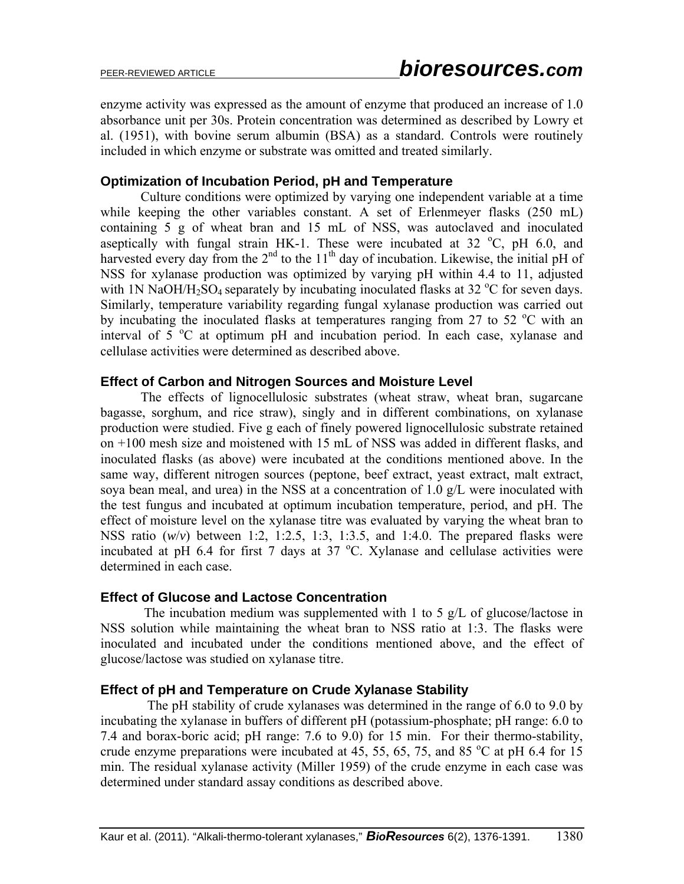enzyme activity was expressed as the amount of enzyme that produced an increase of 1.0 absorbance unit per 30s. Protein concentration was determined as described by Lowry et al. (1951), with bovine serum albumin (BSA) as a standard. Controls were routinely included in which enzyme or substrate was omitted and treated similarly.

### Optimization of Incubation Period, pH and Temperature

Culture conditions were optimized by varying one independent variable at a time while keeping the other variables constant. A set of Erlenmeyer flasks (250 mL) containing 5 g of wheat bran and 15 mL of NSS, was autoclaved and inoculated aseptically with fungal strain HK-1. These were incubated at 32 °C, pH 6.0, and harvested every day from the 2nd to the 11th day of incubation. Likewise, the initial pH of NSS for xylanase production was optimized by varying pH within 4.4 to 11, adjusted with 1N $NaOH/H_2SO_4$ separately by incubating inoculated flasks at 32 °C for seven days. Similarly, temperature variability regarding fungal xylanase production was carried out by incubating the inoculated flasks at temperatures ranging from 27 to 52 °C with an interval of 5 °C at optimum pH and incubation period. In each case, xylanase and cellulase activities were determined as described above.

### Effect of Carbon and Nitrogen Sources and Moisture Level

The effects of lignocellulosic substrates (wheat straw, wheat bran, sugarcane bagasse, sorghum, and rice straw), singly and in different combinations, on xylanase production were studied. Five g each of finely powered lignocellulosic substrate retained on +100 mesh size and moistened with 15 mL of NSS was added in different flasks, and inoculated flasks (as above) were incubated at the conditions mentioned above. In the same way, different nitrogen sources (peptone, beef extract, yeast extract, malt extract, soya bean meal, and urea) in the NSS at a concentration of 1.0 g/L were inoculated with the test fungus and incubated at optimum incubation temperature, period, and pH. The effect of moisture level on the xylanase titre was evaluated by varying the wheat bran to NSS ratio (*w*/*v*) between 1:2, 1:2.5, 1:3, 1:3.5, and 1:4.0. The prepared flasks were incubated at pH 6.4 for first 7 days at 37 °C. Xylanase and cellulase activities were determined in each case.

### Effect of Glucose and Lactose Concentration

The incubation medium was supplemented with 1 to 5 g/L of glucose/lactose in NSS solution while maintaining the wheat bran to NSS ratio at 1:3. The flasks were inoculated and incubated under the conditions mentioned above, and the effect of glucose/lactose was studied on xylanase titre.

### Effect of pH and Temperature on Crude Xylanase Stability

The pH stability of crude xylanases was determined in the range of 6.0 to 9.0 by incubating the xylanase in buffers of different pH (potassium-phosphate; pH range: 6.0 to 7.4 and borax-boric acid; pH range: 7.6 to 9.0) for 15 min. For their thermo-stability, crude enzyme preparations were incubated at 45, 55, 65, 75, and 85 °C at pH 6.4 for 15 min. The residual xylanase activity (Miller 1959) of the crude enzyme in each case was determined under standard assay conditions as described above.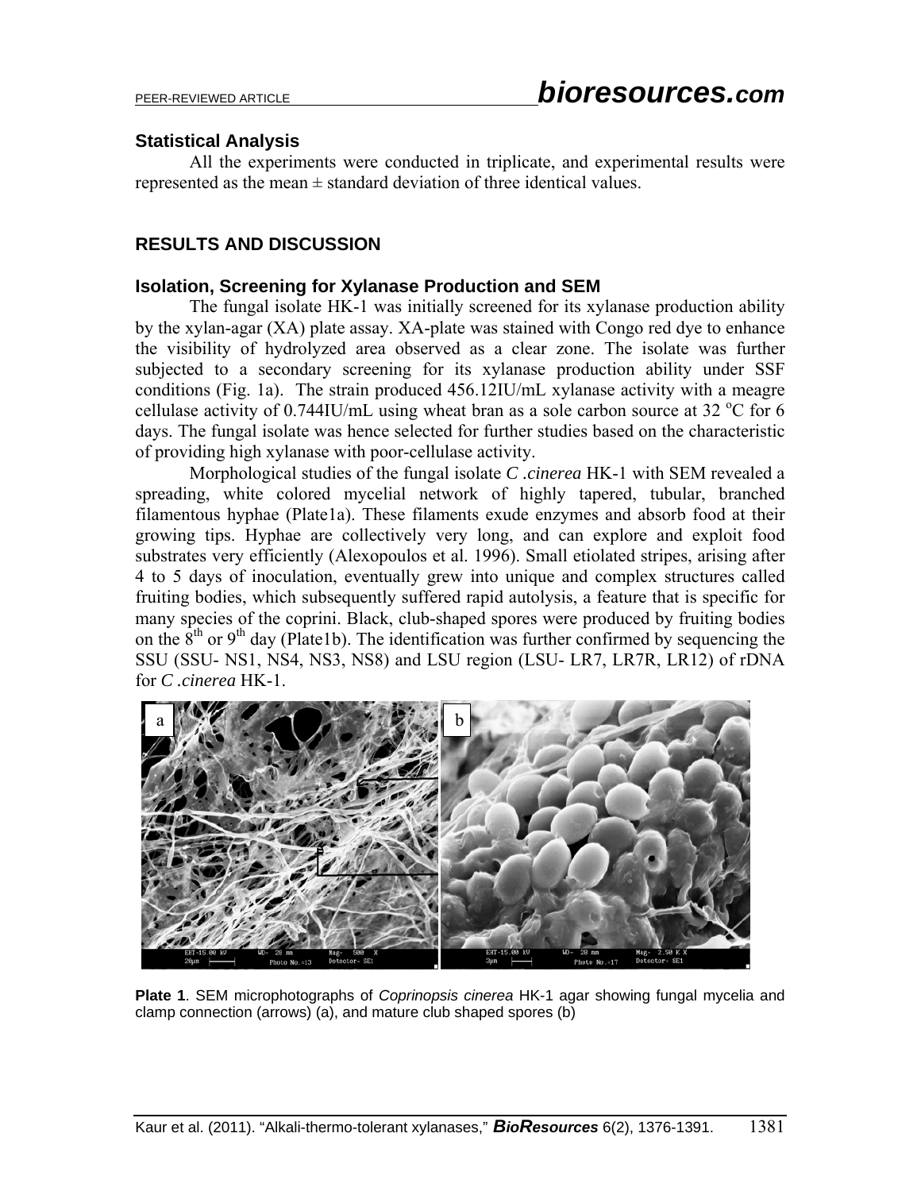### Statistical Analysis

All the experiments were conducted in triplicate, and experimental results were represented as the mean ± standard deviation of three identical values.

## RESULTS AND DISCUSSION

### Isolation, Screening for Xylanase Production and SEM

The fungal isolate HK-1 was initially screened for its xylanase production ability by the xylan-agar (XA) plate assay. XA-plate was stained with Congo red dye to enhance the visibility of hydrolyzed area observed as a clear zone. The isolate was further subjected to a secondary screening for its xylanase production ability under SSF conditions (Fig. 1a). The strain produced 456.12IU/mL xylanase activity with a meagre cellulase activity of 0.744IU/mL using wheat bran as a sole carbon source at 32 $^{o}$C for 6 days. The fungal isolate was hence selected for further studies based on the characteristic of providing high xylanase with poor-cellulase activity.

Morphological studies of the fungal isolate *C .cinerea* HK-1 with SEM revealed a spreading, white colored mycelial network of highly tapered, tubular, branched filamentous hyphae (Plate1a). These filaments exude enzymes and absorb food at their growing tips. Hyphae are collectively very long, and can explore and exploit food substrates very efficiently (Alexopoulos et al. 1996). Small etiolated stripes, arising after 4 to 5 days of inoculation, eventually grew into unique and complex structures called fruiting bodies, which subsequently suffered rapid autolysis, a feature that is specific for many species of the coprini. Black, club-shaped spores were produced by fruiting bodies on the 8$^{th}$ or 9$^{th}$ day (Plate1b). The identification was further confirmed by sequencing the SSU (SSU- NS1, NS4, NS3, NS8) and LSU region (LSU- LR7, LR7R, LR12) of rDNA for *C .cinerea* HK-1.

**Plate 1**. SEM microphotographs of *Coprinopsis cinerea* HK-1 agar showing fungal mycelia and clamp connection (arrows) (a), and mature club shaped spores (b)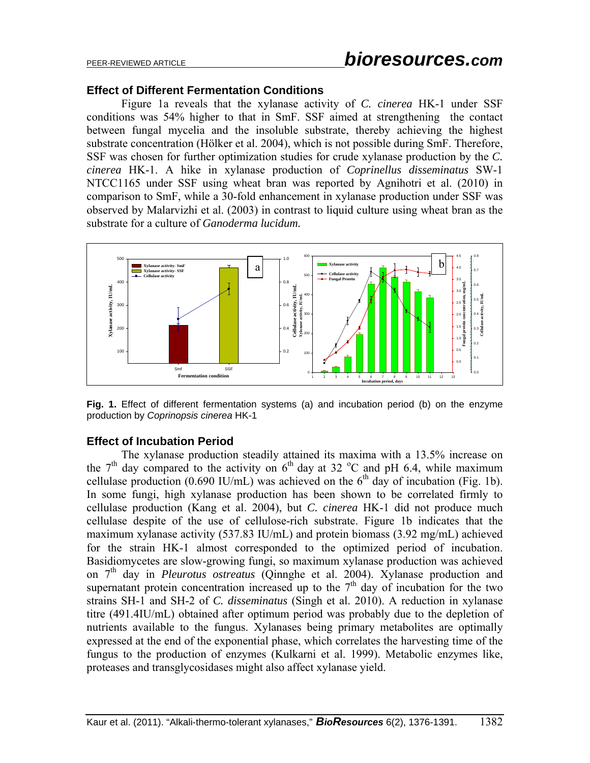### Effect of Different Fermentation Conditions

Figure 1a reveals that the xylanase activity of *C. cinerea* HK-1 under SSF conditions was 54% higher to that in SmF. SSF aimed at strengthening the contact between fungal mycelia and the insoluble substrate, thereby achieving the highest substrate concentration (Hölker et al. 2004), which is not possible during SmF. Therefore, SSF was chosen for further optimization studies for crude xylanase production by the *C. cinerea* HK-1. A hike in xylanase production of *Coprinellus disseminatus* SW-1 NTCC1165 under SSF using wheat bran was reported by Agnihotri et al. (2010) in comparison to SmF, while a 30-fold enhancement in xylanase production under SSF was observed by Malarvizhi et al. (2003) in contrast to liquid culture using wheat bran as the substrate for a culture of *Ganoderma lucidum.*

**Fig. 1.** Effect of different fermentation systems (a) and incubation period (b) on the enzyme production by *Coprinopsis cinerea* HK-1

### Effect of Incubation Period

The xylanase production steadily attained its maxima with a 13.5% increase on the 7$^{th}$ day compared to the activity on 6$^{th}$ day at 32 $^{o}$C and pH 6.4, while maximum cellulase production (0.690 IU/mL) was achieved on the 6$^{th}$ day of incubation (Fig. 1b). In some fungi, high xylanase production has been shown to be correlated firmly to cellulase production (Kang et al. 2004), but *C. cinerea* HK-1 did not produce much cellulase despite of the use of cellulose-rich substrate. Figure 1b indicates that the maximum xylanase activity (537.83 IU/mL) and protein biomass (3.92 mg/mL) achieved for the strain HK-1 almost corresponded to the optimized period of incubation. Basidiomycetes are slow-growing fungi, so maximum xylanase production was achieved on 7$^{th}$ day in *Pleurotus ostreatus* (Qinnghe et al. 2004). Xylanase production and supernatant protein concentration increased up to the 7$^{th}$ day of incubation for the two strains SH-1 and SH-2 of *C. disseminatus* (Singh et al. 2010). A reduction in xylanase titre (491.4IU/mL) obtained after optimum period was probably due to the depletion of nutrients available to the fungus. Xylanases being primary metabolites are optimally expressed at the end of the exponential phase, which correlates the harvesting time of the fungus to the production of enzymes (Kulkarni et al. 1999). Metabolic enzymes like, proteases and transglycosidases might also affect xylanase yield.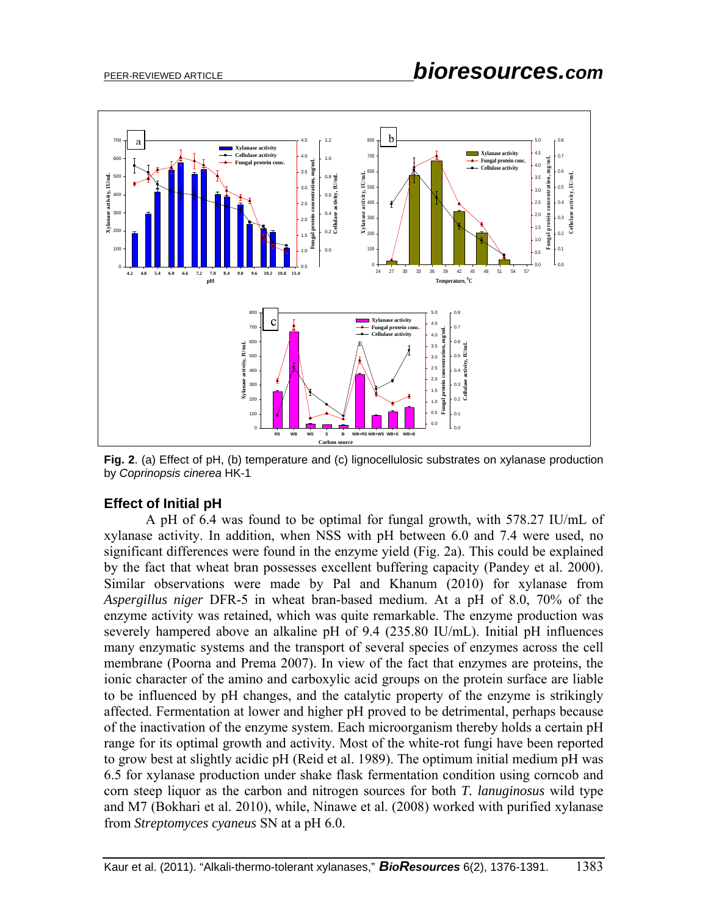**Fig. 2**. (a) Effect of pH, (b) temperature and (c) lignocellulosic substrates on xylanase production by *Coprinopsis cinerea* HK-1

## Effect of Initial pH

A pH of 6.4 was found to be optimal for fungal growth, with 578.27 IU/mL of xylanase activity. In addition, when NSS with pH between 6.0 and 7.4 were used, no significant differences were found in the enzyme yield (Fig. 2a). This could be explained by the fact that wheat bran possesses excellent buffering capacity (Pandey et al. 2000). Similar observations were made by Pal and Khanum (2010) for xylanase from *Aspergillus niger* DFR-5 in wheat bran-based medium. At a pH of 8.0, 70% of the enzyme activity was retained, which was quite remarkable. The enzyme production was severely hampered above an alkaline pH of 9.4 (235.80 IU/mL). Initial pH influences many enzymatic systems and the transport of several species of enzymes across the cell membrane (Poorna and Prema 2007). In view of the fact that enzymes are proteins, the ionic character of the amino and carboxylic acid groups on the protein surface are liable to be influenced by pH changes, and the catalytic property of the enzyme is strikingly affected. Fermentation at lower and higher pH proved to be detrimental, perhaps because of the inactivation of the enzyme system. Each microorganism thereby holds a certain pH range for its optimal growth and activity. Most of the white-rot fungi have been reported to grow best at slightly acidic pH (Reid et al. 1989). The optimum initial medium pH was 6.5 for xylanase production under shake flask fermentation condition using corncob and corn steep liquor as the carbon and nitrogen sources for both *T. lanuginosus* wild type and M7 (Bokhari et al. 2010), while, Ninawe et al. (2008) worked with purified xylanase from *Streptomyces cyaneus* SN at a pH 6.0.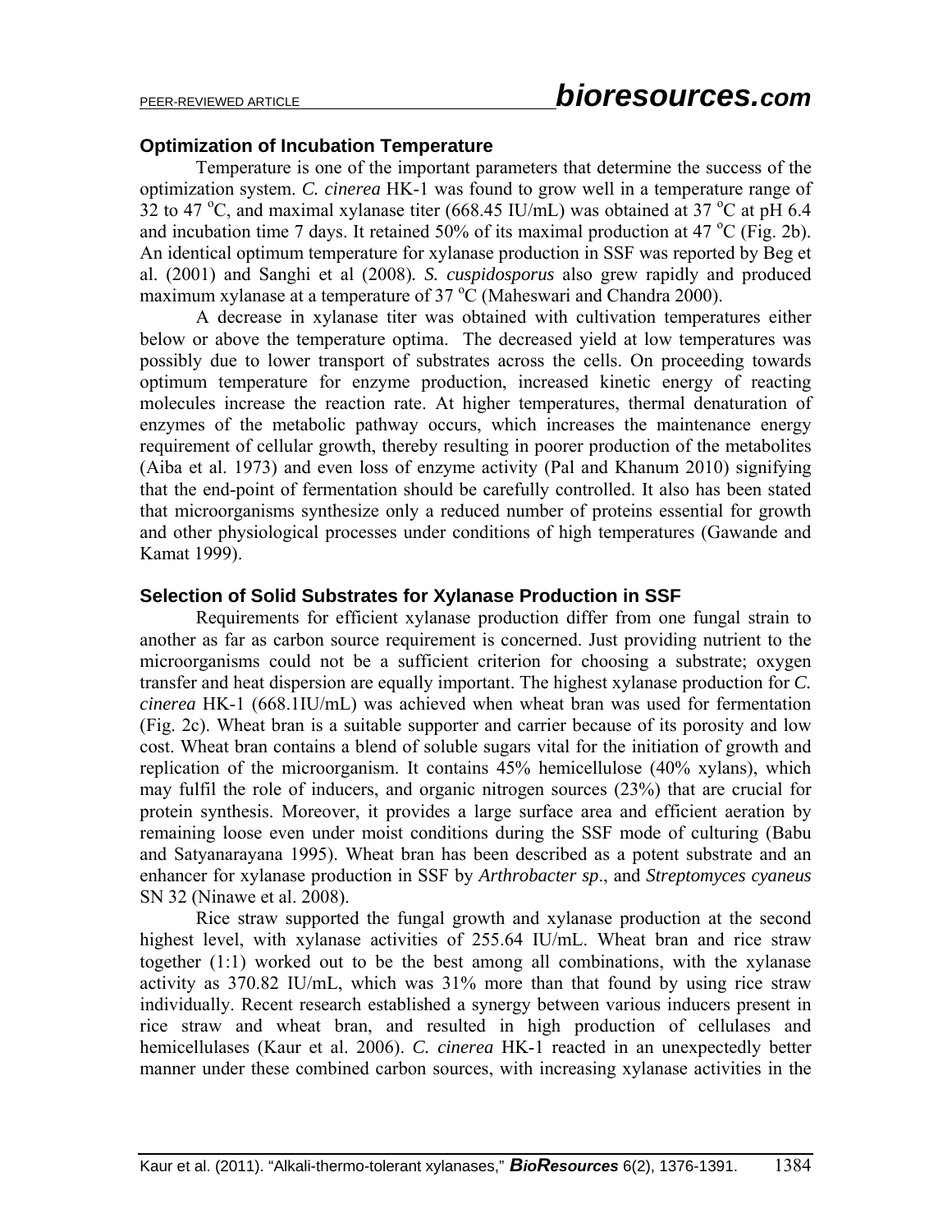### Optimization of Incubation Temperature

Temperature is one of the important parameters that determine the success of the optimization system. *C. cinerea* HK-1 was found to grow well in a temperature range of 32 to 47 $^{o}$C, and maximal xylanase titer (668.45 IU/mL) was obtained at 37 $^{o}$C at pH 6.4 and incubation time 7 days. It retained 50% of its maximal production at 47 $^{o}$C (Fig. 2b). An identical optimum temperature for xylanase production in SSF was reported by Beg et al. (2001) and Sanghi et al (2008). *S. cuspidosporus* also grew rapidly and produced maximum xylanase at a temperature of 37 $^{o}$C (Maheswari and Chandra 2000).

A decrease in xylanase titer was obtained with cultivation temperatures either below or above the temperature optima. The decreased yield at low temperatures was possibly due to lower transport of substrates across the cells. On proceeding towards optimum temperature for enzyme production, increased kinetic energy of reacting molecules increase the reaction rate. At higher temperatures, thermal denaturation of enzymes of the metabolic pathway occurs, which increases the maintenance energy requirement of cellular growth, thereby resulting in poorer production of the metabolites (Aiba et al. 1973) and even loss of enzyme activity (Pal and Khanum 2010) signifying that the end-point of fermentation should be carefully controlled. It also has been stated that microorganisms synthesize only a reduced number of proteins essential for growth and other physiological processes under conditions of high temperatures (Gawande and Kamat 1999).

### Selection of Solid Substrates for Xylanase Production in SSF

Requirements for efficient xylanase production differ from one fungal strain to another as far as carbon source requirement is concerned. Just providing nutrient to the microorganisms could not be a sufficient criterion for choosing a substrate; oxygen transfer and heat dispersion are equally important. The highest xylanase production for *C. cinerea* HK-1 (668.1IU/mL) was achieved when wheat bran was used for fermentation (Fig. 2c). Wheat bran is a suitable supporter and carrier because of its porosity and low cost. Wheat bran contains a blend of soluble sugars vital for the initiation of growth and replication of the microorganism. It contains 45% hemicellulose (40% xylans), which may fulfil the role of inducers, and organic nitrogen sources (23%) that are crucial for protein synthesis. Moreover, it provides a large surface area and efficient aeration by remaining loose even under moist conditions during the SSF mode of culturing (Babu and Satyanarayana 1995). Wheat bran has been described as a potent substrate and an enhancer for xylanase production in SSF by *Arthrobacter sp*., and *Streptomyces cyaneus* SN 32 (Ninawe et al. 2008).

Rice straw supported the fungal growth and xylanase production at the second highest level, with xylanase activities of 255.64 IU/mL. Wheat bran and rice straw together (1:1) worked out to be the best among all combinations, with the xylanase activity as 370.82 IU/mL, which was 31% more than that found by using rice straw individually. Recent research established a synergy between various inducers present in rice straw and wheat bran, and resulted in high production of cellulases and hemicellulases (Kaur et al. 2006). *C. cinerea* HK-1 reacted in an unexpectedly better manner under these combined carbon sources, with increasing xylanase activities in the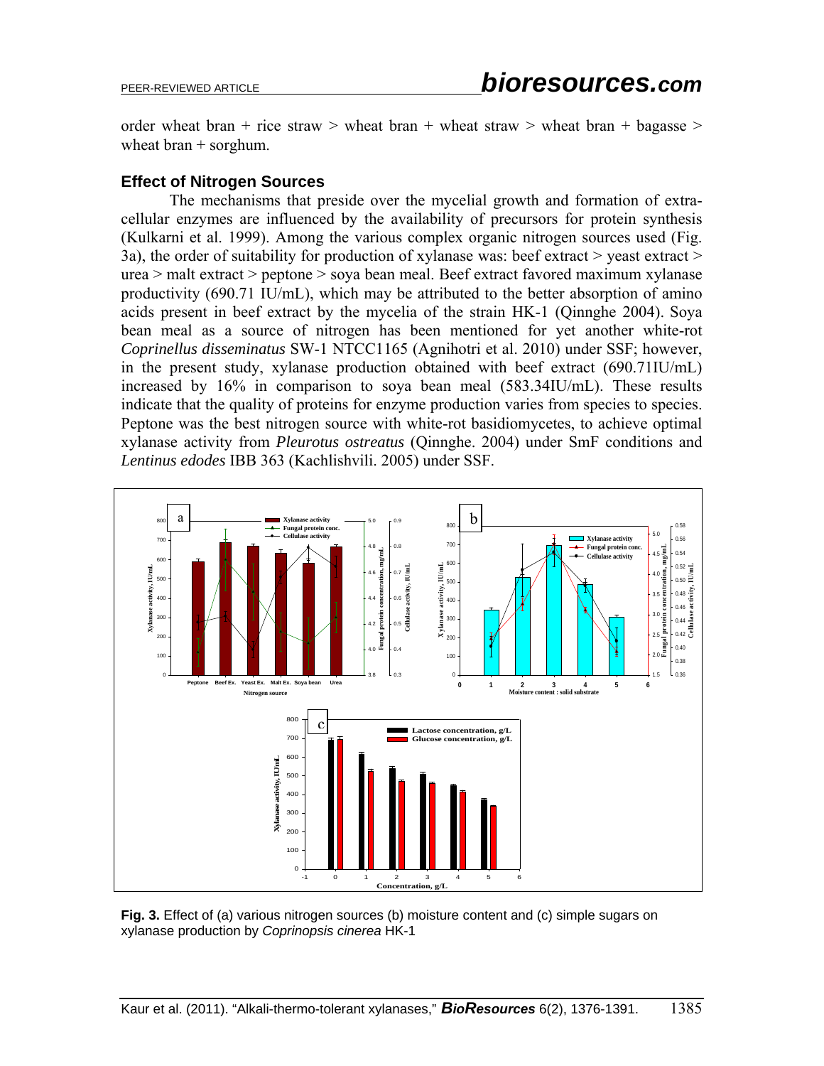order wheat bran + rice straw > wheat bran + wheat straw > wheat bran + bagasse > wheat bran + sorghum.

### Effect of Nitrogen Sources

The mechanisms that preside over the mycelial growth and formation of extra-cellular enzymes are influenced by the availability of precursors for protein synthesis (Kulkarni et al. 1999). Among the various complex organic nitrogen sources used (Fig. 3a), the order of suitability for production of xylanase was: beef extract > yeast extract > urea > malt extract > peptone > soya bean meal. Beef extract favored maximum xylanase productivity (690.71 IU/mL), which may be attributed to the better absorption of amino acids present in beef extract by the mycelia of the strain HK-1 (Qinnghe 2004). Soya bean meal as a source of nitrogen has been mentioned for yet another white-rot *Coprinellus disseminatus* SW-1 NTCC1165 (Agnihotri et al. 2010) under SSF; however, in the present study, xylanase production obtained with beef extract (690.71IU/mL) increased by 16% in comparison to soya bean meal (583.34IU/mL). These results indicate that the quality of proteins for enzyme production varies from species to species. Peptone was the best nitrogen source with white-rot basidiomycetes, to achieve optimal xylanase activity from *Pleurotus ostreatus* (Qinnghe. 2004) under SmF conditions and *Lentinus edodes* IBB 363 (Kachlishvili. 2005) under SSF.

**Fig. 3.** Effect of (a) various nitrogen sources (b) moisture content and (c) simple sugars on xylanase production by *Coprinopsis cinerea* HK-1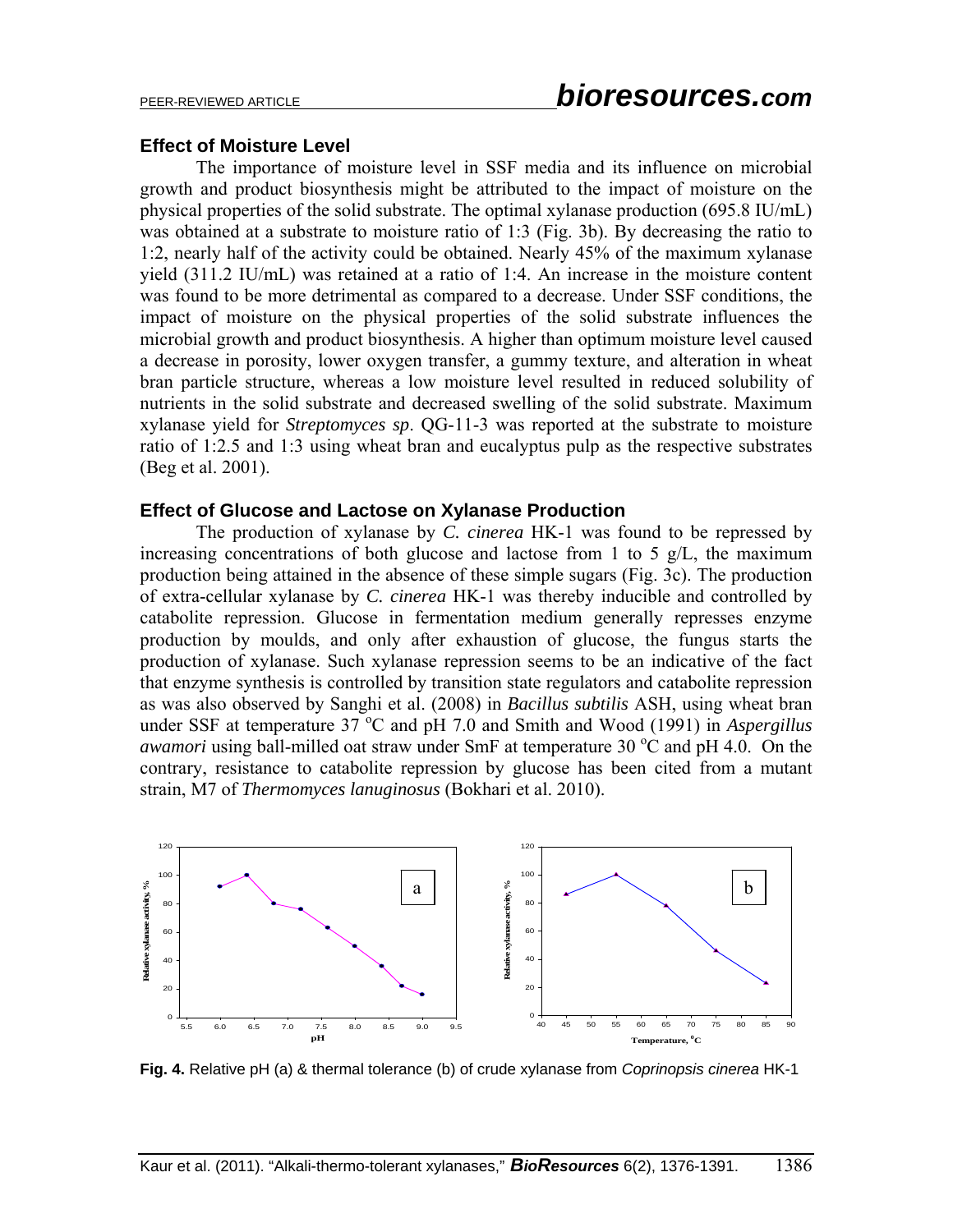### Effect of Moisture Level

The importance of moisture level in SSF media and its influence on microbial growth and product biosynthesis might be attributed to the impact of moisture on the physical properties of the solid substrate. The optimal xylanase production (695.8 IU/mL) was obtained at a substrate to moisture ratio of 1:3 (Fig. 3b). By decreasing the ratio to 1:2, nearly half of the activity could be obtained. Nearly 45% of the maximum xylanase yield (311.2 IU/mL) was retained at a ratio of 1:4. An increase in the moisture content was found to be more detrimental as compared to a decrease. Under SSF conditions, the impact of moisture on the physical properties of the solid substrate influences the microbial growth and product biosynthesis. A higher than optimum moisture level caused a decrease in porosity, lower oxygen transfer, a gummy texture, and alteration in wheat bran particle structure, whereas a low moisture level resulted in reduced solubility of nutrients in the solid substrate and decreased swelling of the solid substrate. Maximum xylanase yield for *Streptomyces sp*. QG-11-3 was reported at the substrate to moisture ratio of 1:2.5 and 1:3 using wheat bran and eucalyptus pulp as the respective substrates (Beg et al. 2001).

### Effect of Glucose and Lactose on Xylanase Production

The production of xylanase by *C. cinerea* HK-1 was found to be repressed by increasing concentrations of both glucose and lactose from 1 to 5 g/L, the maximum production being attained in the absence of these simple sugars (Fig. 3c). The production of extra-cellular xylanase by *C. cinerea* HK-1 was thereby inducible and controlled by catabolite repression. Glucose in fermentation medium generally represses enzyme production by moulds, and only after exhaustion of glucose, the fungus starts the production of xylanase. Such xylanase repression seems to be an indicative of the fact that enzyme synthesis is controlled by transition state regulators and catabolite repression as was also observed by Sanghi et al. (2008) in *Bacillus subtilis* ASH, using wheat bran under SSF at temperature 37 $^{o}$C and pH 7.0 and Smith and Wood (1991) in *Aspergillus awamori* using ball-milled oat straw under SmF at temperature 30 $^{o}$C and pH 4.0. On the contrary, resistance to catabolite repression by glucose has been cited from a mutant strain, M7 of *Thermomyces lanuginosus* (Bokhari et al. 2010).

**Fig. 4.** Relative pH (a) & thermal tolerance (b) of crude xylanase from *Coprinopsis cinerea* HK-1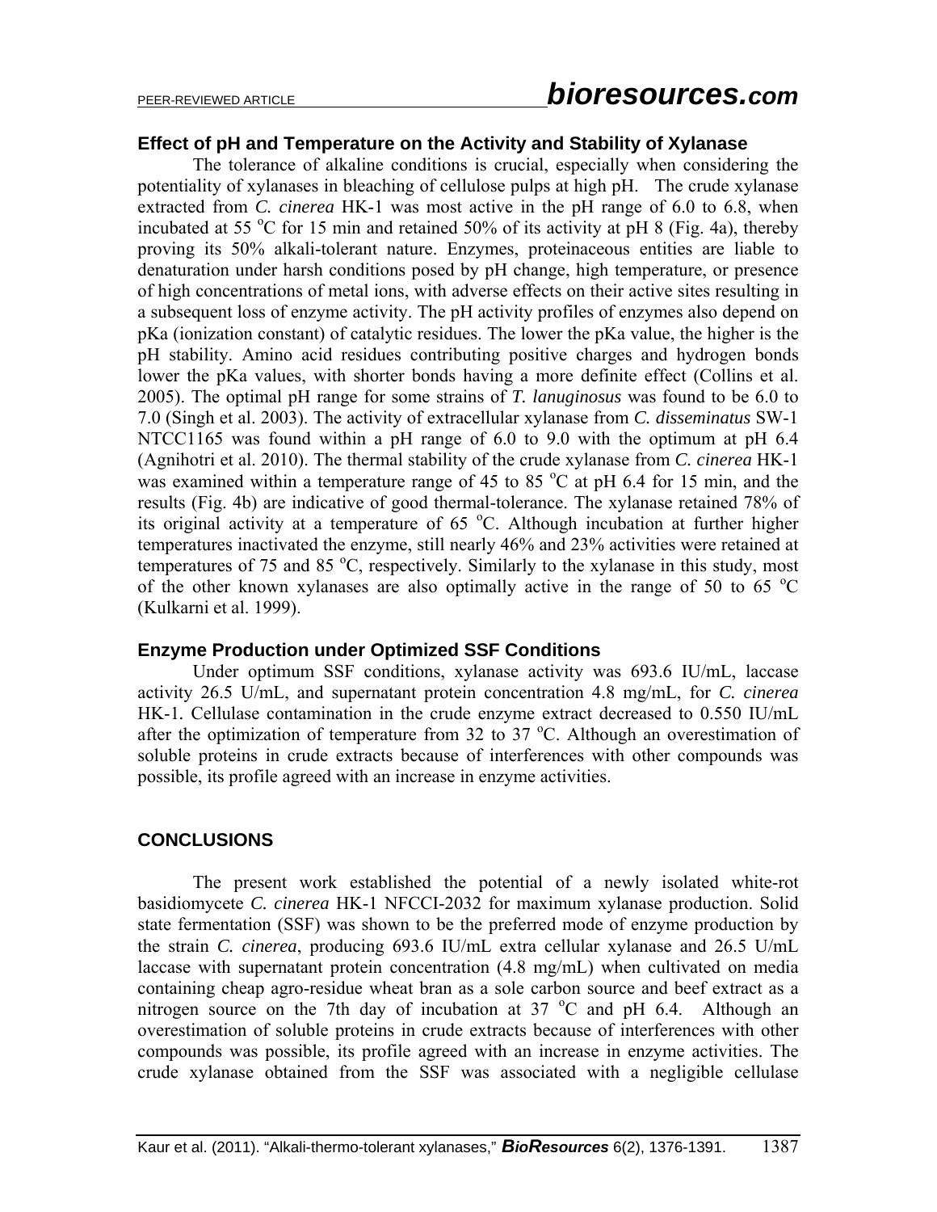### Effect of pH and Temperature on the Activity and Stability of Xylanase

The tolerance of alkaline conditions is crucial, especially when considering the potentiality of xylanases in bleaching of cellulose pulps at high pH. The crude xylanase extracted from *C. cinerea* HK-1 was most active in the pH range of 6.0 to 6.8, when incubated at 55 $^{o}$C for 15 min and retained 50% of its activity at pH 8 (Fig. 4a), thereby proving its 50% alkali-tolerant nature. Enzymes, proteinaceous entities are liable to denaturation under harsh conditions posed by pH change, high temperature, or presence of high concentrations of metal ions, with adverse effects on their active sites resulting in a subsequent loss of enzyme activity. The pH activity profiles of enzymes also depend on pKa (ionization constant) of catalytic residues. The lower the pKa value, the higher is the pH stability. Amino acid residues contributing positive charges and hydrogen bonds lower the pKa values, with shorter bonds having a more definite effect (Collins et al. 2005). The optimal pH range for some strains of *T. lanuginosus* was found to be 6.0 to 7.0 (Singh et al. 2003). The activity of extracellular xylanase from *C. disseminatus* SW-1 NTCC1165 was found within a pH range of 6.0 to 9.0 with the optimum at pH 6.4 (Agnihotri et al. 2010). The thermal stability of the crude xylanase from *C. cinerea* HK-1 was examined within a temperature range of 45 to 85 $^{o}$C at pH 6.4 for 15 min, and the results (Fig. 4b) are indicative of good thermal-tolerance. The xylanase retained 78% of its original activity at a temperature of 65 $^{o}$C. Although incubation at further higher temperatures inactivated the enzyme, still nearly 46% and 23% activities were retained at temperatures of 75 and 85 $^{o}$C, respectively. Similarly to the xylanase in this study, most of the other known xylanases are also optimally active in the range of 50 to 65 $^{o}$C (Kulkarni et al. 1999).

### Enzyme Production under Optimized SSF Conditions

Under optimum SSF conditions, xylanase activity was 693.6 IU/mL, laccase activity 26.5 U/mL, and supernatant protein concentration 4.8 mg/mL, for *C. cinerea* HK-1. Cellulase contamination in the crude enzyme extract decreased to 0.550 IU/mL after the optimization of temperature from 32 to 37 $^{o}$C. Although an overestimation of soluble proteins in crude extracts because of interferences with other compounds was possible, its profile agreed with an increase in enzyme activities.

## CONCLUSIONS

The present work established the potential of a newly isolated white-rot basidiomycete *C. cinerea* HK-1 NFCCI-2032 for maximum xylanase production. Solid state fermentation (SSF) was shown to be the preferred mode of enzyme production by the strain *C. cinerea*, producing 693.6 IU/mL extra cellular xylanase and 26.5 U/mL laccase with supernatant protein concentration (4.8 mg/mL) when cultivated on media containing cheap agro-residue wheat bran as a sole carbon source and beef extract as a nitrogen source on the 7th day of incubation at 37 $^{o}$C and pH 6.4. Although an overestimation of soluble proteins in crude extracts because of interferences with other compounds was possible, its profile agreed with an increase in enzyme activities. The crude xylanase obtained from the SSF was associated with a negligible cellulase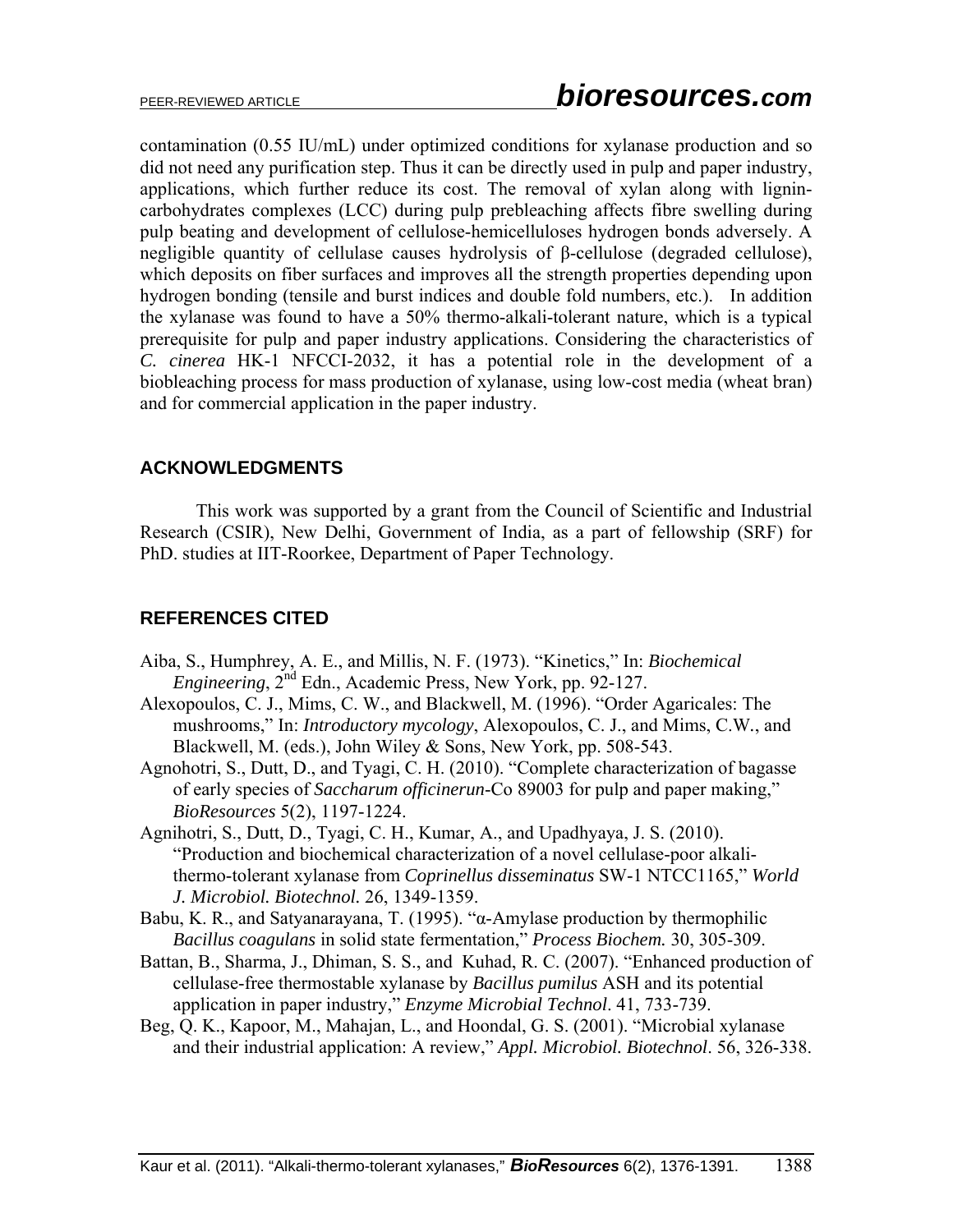contamination (0.55 IU/mL) under optimized conditions for xylanase production and so did not need any purification step. Thus it can be directly used in pulp and paper industry, applications, which further reduce its cost. The removal of xylan along with lignin-carbohydrates complexes (LCC) during pulp prebleaching affects fibre swelling during pulp beating and development of cellulose-hemicelluloses hydrogen bonds adversely. A negligible quantity of cellulase causes hydrolysis of β-cellulose (degraded cellulose), which deposits on fiber surfaces and improves all the strength properties depending upon hydrogen bonding (tensile and burst indices and double fold numbers, etc.). In addition the xylanase was found to have a 50% thermo-alkali-tolerant nature, which is a typical prerequisite for pulp and paper industry applications. Considering the characteristics of *C. cinerea* HK-1 NFCCI-2032, it has a potential role in the development of a biobleaching process for mass production of xylanase, using low-cost media (wheat bran) and for commercial application in the paper industry.

## ACKNOWLEDGMENTS

This work was supported by a grant from the Council of Scientific and Industrial Research (CSIR), New Delhi, Government of India, as a part of fellowship (SRF) for PhD. studies at IIT-Roorkee, Department of Paper Technology.

## REFERENCES CITED

Aiba, S., Humphrey, A. E., and Millis, N. F. (1973). "Kinetics," In: *Biochemical Engineering*, 2nd Edn., Academic Press, New York, pp. 92-127.

Alexopoulos, C. J., Mims, C. W., and Blackwell, M. (1996). "Order Agaricales: The mushrooms," In: *Introductory mycology*, Alexopoulos, C. J., and Mims, C.W., and Blackwell, M. (eds.), John Wiley & Sons, New York, pp. 508-543.

Agnohotri, S., Dutt, D., and Tyagi, C. H. (2010). "Complete characterization of bagasse of early species of *Saccharum officinerun*-Co 89003 for pulp and paper making," *BioResources* 5(2), 1197-1224.

Agnihotri, S., Dutt, D., Tyagi, C. H., Kumar, A., and Upadhyaya, J. S. (2010). "Production and biochemical characterization of a novel cellulase-poor alkali-thermo-tolerant xylanase from *Coprinellus disseminatus* SW-1 NTCC1165," *World J. Microbiol. Biotechnol.* 26, 1349-1359.

Babu, K. R., and Satyanarayana, T. (1995). "α-Amylase production by thermophilic *Bacillus coagulans* in solid state fermentation," *Process Biochem.* 30, 305-309.

Battan, B., Sharma, J., Dhiman, S. S., and Kuhad, R. C. (2007). "Enhanced production of cellulase-free thermostable xylanase by *Bacillus pumilus* ASH and its potential application in paper industry," *Enzyme Microbial Technol*. 41, 733-739.

Beg, Q. K., Kapoor, M., Mahajan, L., and Hoondal, G. S. (2001). "Microbial xylanase and their industrial application: A review," *Appl. Microbiol. Biotechnol*. 56, 326-338.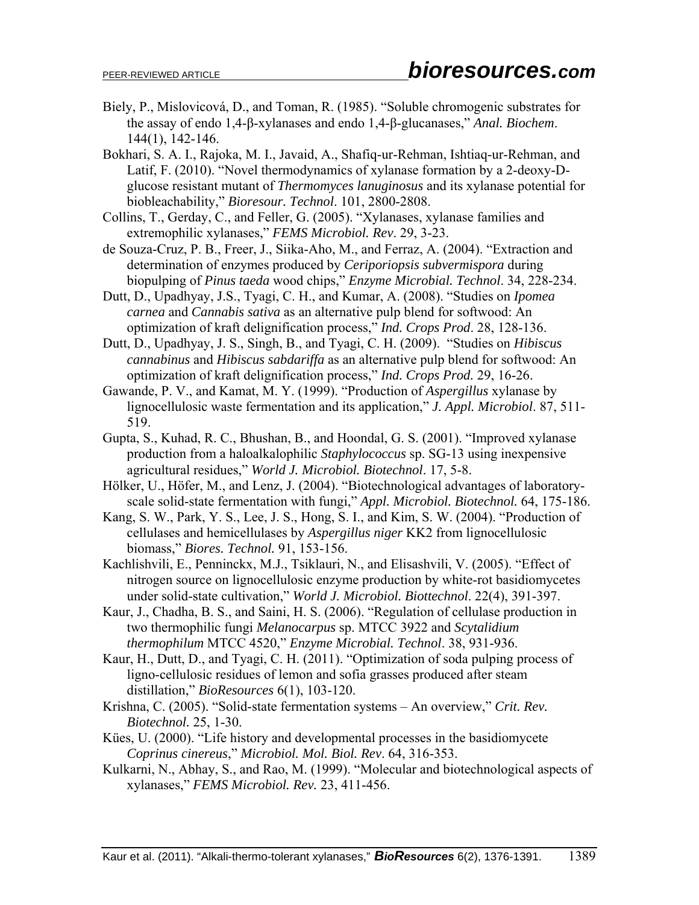Biely, P., Mislovicová, D., and Toman, R. (1985). "Soluble chromogenic substrates for the assay of endo 1,4-β-xylanases and endo 1,4-β-glucanases," *Anal. Biochem*. 144(1), 142-146.

Bokhari, S. A. I., Rajoka, M. I., Javaid, A., Shafiq-ur-Rehman, Ishtiaq-ur-Rehman, and Latif, F. (2010). "Novel thermodynamics of xylanase formation by a 2-deoxy-D-glucose resistant mutant of *Thermomyces lanuginosus* and its xylanase potential for biobleachability," *Bioresour. Technol*. 101, 2800-2808.

Collins, T., Gerday, C., and Feller, G. (2005). "Xylanases, xylanase families and extremophilic xylanases," *FEMS Microbiol. Rev*. 29, 3-23.

de Souza-Cruz, P. B., Freer, J., Siika-Aho, M., and Ferraz, A. (2004). "Extraction and determination of enzymes produced by *Ceriporiopsis subvermispora* during biopulping of *Pinus taeda* wood chips," *Enzyme Microbial. Technol*. 34, 228-234.

Dutt, D., Upadhyay, J.S., Tyagi, C. H., and Kumar, A. (2008). "Studies on *Ipomea carnea* and *Cannabis sativa* as an alternative pulp blend for softwood: An optimization of kraft delignification process," *Ind. Crops Prod*. 28, 128-136.

Dutt, D., Upadhyay, J. S., Singh, B., and Tyagi, C. H. (2009). "Studies on *Hibiscus cannabinus* and *Hibiscus sabdariffa* as an alternative pulp blend for softwood: An optimization of kraft delignification process," *Ind. Crops Prod.* 29, 16-26.

Gawande, P. V., and Kamat, M. Y. (1999). "Production of *Aspergillus* xylanase by lignocellulosic waste fermentation and its application," *J. Appl. Microbiol*. 87, 511-519.

Gupta, S., Kuhad, R. C., Bhushan, B., and Hoondal, G. S. (2001). "Improved xylanase production from a haloalkalophilic *Staphylococcus* sp. SG-13 using inexpensive agricultural residues," *World J. Microbiol. Biotechnol*. 17, 5-8.

Hölker, U., Höfer, M., and Lenz, J. (2004). "Biotechnological advantages of laboratory-scale solid-state fermentation with fungi," *Appl. Microbiol. Biotechnol.* 64, 175-186.

Kang, S. W., Park, Y. S., Lee, J. S., Hong, S. I., and Kim, S. W. (2004). "Production of cellulases and hemicellulases by *Aspergillus niger* KK2 from lignocellulosic biomass," *Biores. Technol.* 91, 153-156.

Kachlishvili, E., Penninckx, M.J., Tsiklauri, N., and Elisashvili, V. (2005). "Effect of nitrogen source on lignocellulosic enzyme production by white-rot basidiomycetes under solid-state cultivation," *World J. Microbiol. Biottechnol*. 22(4), 391-397.

Kaur, J., Chadha, B. S., and Saini, H. S. (2006). "Regulation of cellulase production in two thermophilic fungi *Melanocarpus* sp. MTCC 3922 and *Scytalidium thermophilum* MTCC 4520," *Enzyme Microbial. Technol*. 38, 931-936.

Kaur, H., Dutt, D., and Tyagi, C. H. (2011). "Optimization of soda pulping process of ligno-cellulosic residues of lemon and sofia grasses produced after steam distillation," *BioResources* 6(1), 103-120.

Krishna, C. (2005). "Solid-state fermentation systems – An overview," *Crit. Rev. Biotechnol.* 25, 1-30.

Kües, U. (2000). "Life history and developmental processes in the basidiomycete *Coprinus cinereus*," *Microbiol. Mol. Biol. Rev*. 64, 316-353.

Kulkarni, N., Abhay, S., and Rao, M. (1999). "Molecular and biotechnological aspects of xylanases," *FEMS Microbiol. Rev.* 23, 411-456.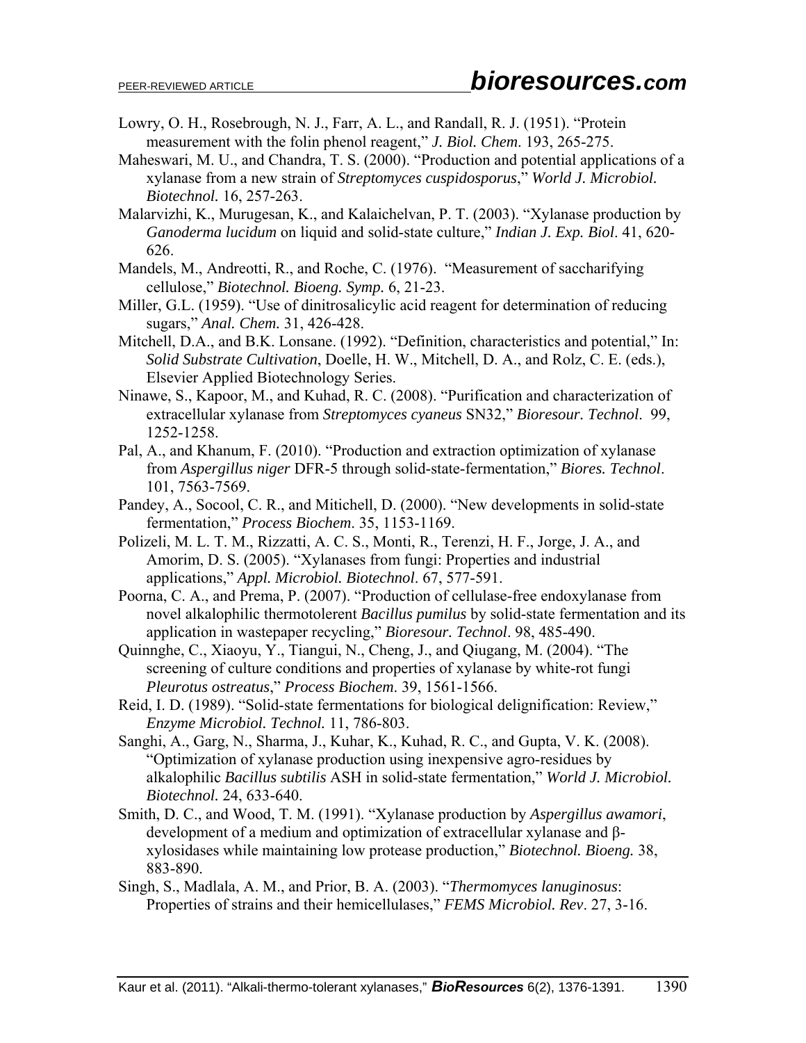Lowry, O. H., Rosebrough, N. J., Farr, A. L., and Randall, R. J. (1951). "Protein measurement with the folin phenol reagent," *J. Biol. Chem*. 193, 265-275.

Maheswari, M. U., and Chandra, T. S. (2000). "Production and potential applications of a xylanase from a new strain of *Streptomyces cuspidosporus*," *World J. Microbiol. Biotechnol.* 16, 257-263.

Malarvizhi, K., Murugesan, K., and Kalaichelvan, P. T. (2003). "Xylanase production by *Ganoderma lucidum* on liquid and solid-state culture," *Indian J. Exp. Biol*. 41, 620-626.

Mandels, M., Andreotti, R., and Roche, C. (1976). "Measurement of saccharifying cellulose," *Biotechnol. Bioeng. Symp.* 6, 21-23.

Miller, G.L. (1959). "Use of dinitrosalicylic acid reagent for determination of reducing sugars," *Anal. Chem.* 31, 426-428.

Mitchell, D.A., and B.K. Lonsane. (1992). "Definition, characteristics and potential," In: *Solid Substrate Cultivation*, Doelle, H. W., Mitchell, D. A., and Rolz, C. E. (eds.), Elsevier Applied Biotechnology Series.

Ninawe, S., Kapoor, M., and Kuhad, R. C. (2008). "Purification and characterization of extracellular xylanase from *Streptomyces cyaneus* SN32," *Bioresour. Technol*. 99, 1252-1258.

Pal, A., and Khanum, F. (2010). "Production and extraction optimization of xylanase from *Aspergillus niger* DFR-5 through solid-state-fermentation," *Biores. Technol*. 101, 7563-7569.

Pandey, A., Socool, C. R., and Mitichell, D. (2000). "New developments in solid-state fermentation," *Process Biochem*. 35, 1153-1169.

Polizeli, M. L. T. M., Rizzatti, A. C. S., Monti, R., Terenzi, H. F., Jorge, J. A., and Amorim, D. S. (2005). "Xylanases from fungi: Properties and industrial applications," *Appl. Microbiol. Biotechnol*. 67, 577-591.

Poorna, C. A., and Prema, P. (2007). "Production of cellulase-free endoxylanase from novel alkalophilic thermotolerent *Bacillus pumilus* by solid-state fermentation and its application in wastepaper recycling," *Bioresour. Technol*. 98, 485-490.

Quinnghe, C., Xiaoyu, Y., Tiangui, N., Cheng, J., and Qiugang, M. (2004). "The screening of culture conditions and properties of xylanase by white-rot fungi *Pleurotus ostreatus*," *Process Biochem*. 39, 1561-1566.

Reid, I. D. (1989). "Solid-state fermentations for biological delignification: Review," *Enzyme Microbiol. Technol.* 11, 786-803.

Sanghi, A., Garg, N., Sharma, J., Kuhar, K., Kuhad, R. C., and Gupta, V. K. (2008). "Optimization of xylanase production using inexpensive agro-residues by alkalophilic *Bacillus subtilis* ASH in solid-state fermentation," *World J. Microbiol. Biotechnol.* 24, 633-640.

Smith, D. C., and Wood, T. M. (1991). "Xylanase production by *Aspergillus awamori*, development of a medium and optimization of extracellular xylanase and β-xylosidases while maintaining low protease production," *Biotechnol. Bioeng.* 38, 883-890.

Singh, S., Madlala, A. M., and Prior, B. A. (2003). "*Thermomyces lanuginosus*: Properties of strains and their hemicellulases," *FEMS Microbiol. Rev*. 27, 3-16.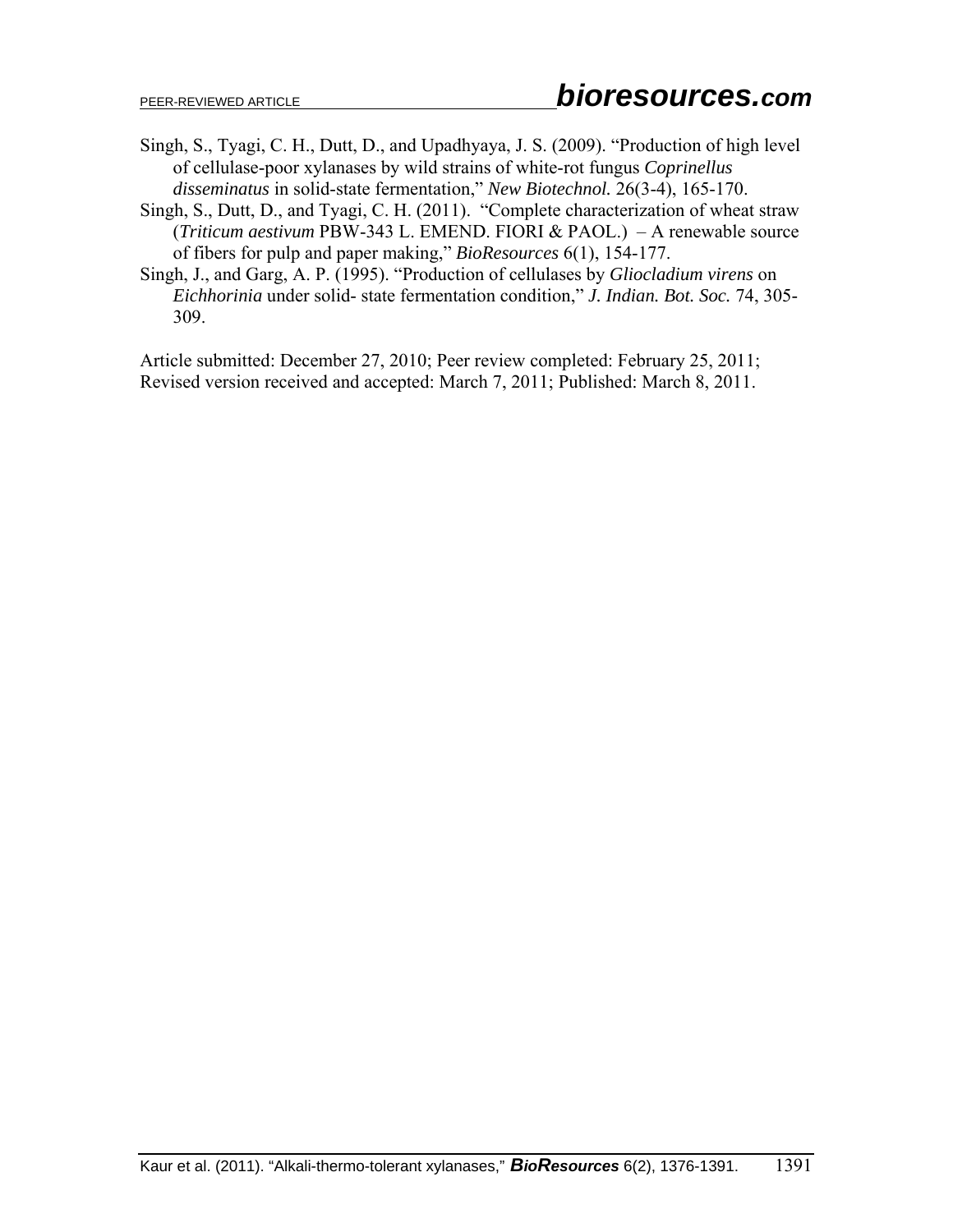Singh, S., Tyagi, C. H., Dutt, D., and Upadhyaya, J. S. (2009). "Production of high level of cellulase-poor xylanases by wild strains of white-rot fungus *Coprinellus disseminatus* in solid-state fermentation," *New Biotechnol.* 26(3-4), 165-170.

Singh, S., Dutt, D., and Tyagi, C. H. (2011). "Complete characterization of wheat straw (*Triticum aestivum* PBW-343 L. EMEND. FIORI & PAOL.) – A renewable source of fibers for pulp and paper making," *BioResources* 6(1), 154-177.

Singh, J., and Garg, A. P. (1995). "Production of cellulases by *Gliocladium virens* on *Eichhorinia* under solid- state fermentation condition," *J. Indian. Bot. Soc.* 74, 305-309.

Article submitted: December 27, 2010; Peer review completed: February 25, 2011; Revised version received and accepted: March 7, 2011; Published: March 8, 2011.